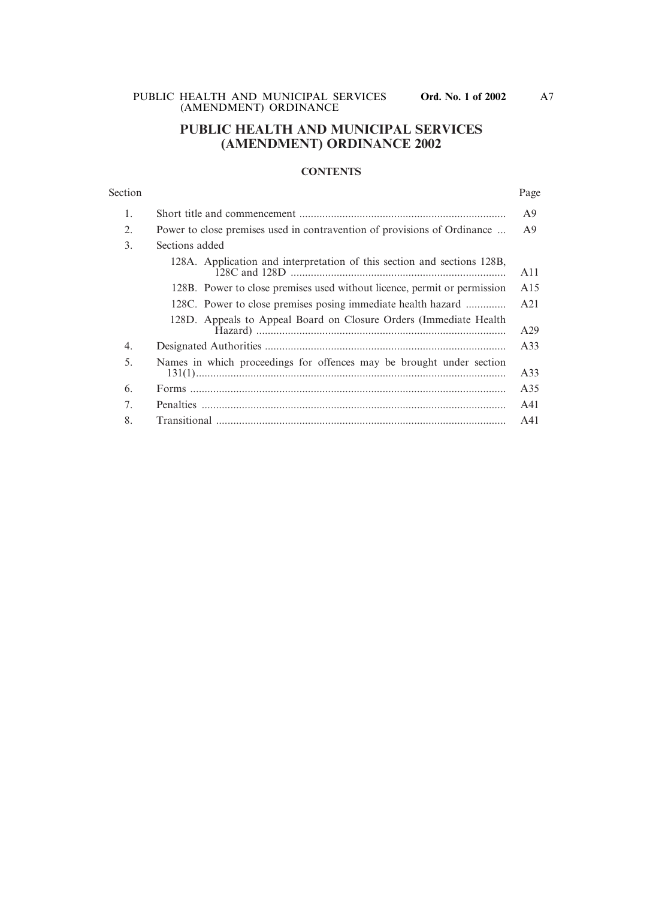# PUBLIC HEALTH AND MUNICIPAL SERVICES (AMENDMENT) ORDINANCE 2002

## CONTENTS

| Section | | Page |
|---|---|---|
| 1. | Short title and commencement | A9 |
| 2. | Power to close premises used in contravention of provisions of Ordinance | A9 |
| 3. | Sections added | |
| | 128A. Application and interpretation of this section and sections 128B, 128C and 128D | A11 |
| | 128B. Power to close premises used without licence, permit or permission | A15 |
| | 128C. Power to close premises posing immediate health hazard | A21 |
| | 128D. Appeals to Appeal Board on Closure Orders (Immediate Health Hazard) | A29 |
| 4. | Designated Authorities | A33 |
| 5. | Names in which proceedings for offences may be brought under section 131(1) | A33 |
| 6. | Forms | A35 |
| 7. | Penalties | A41 |
| 8. | Transitional | A41 |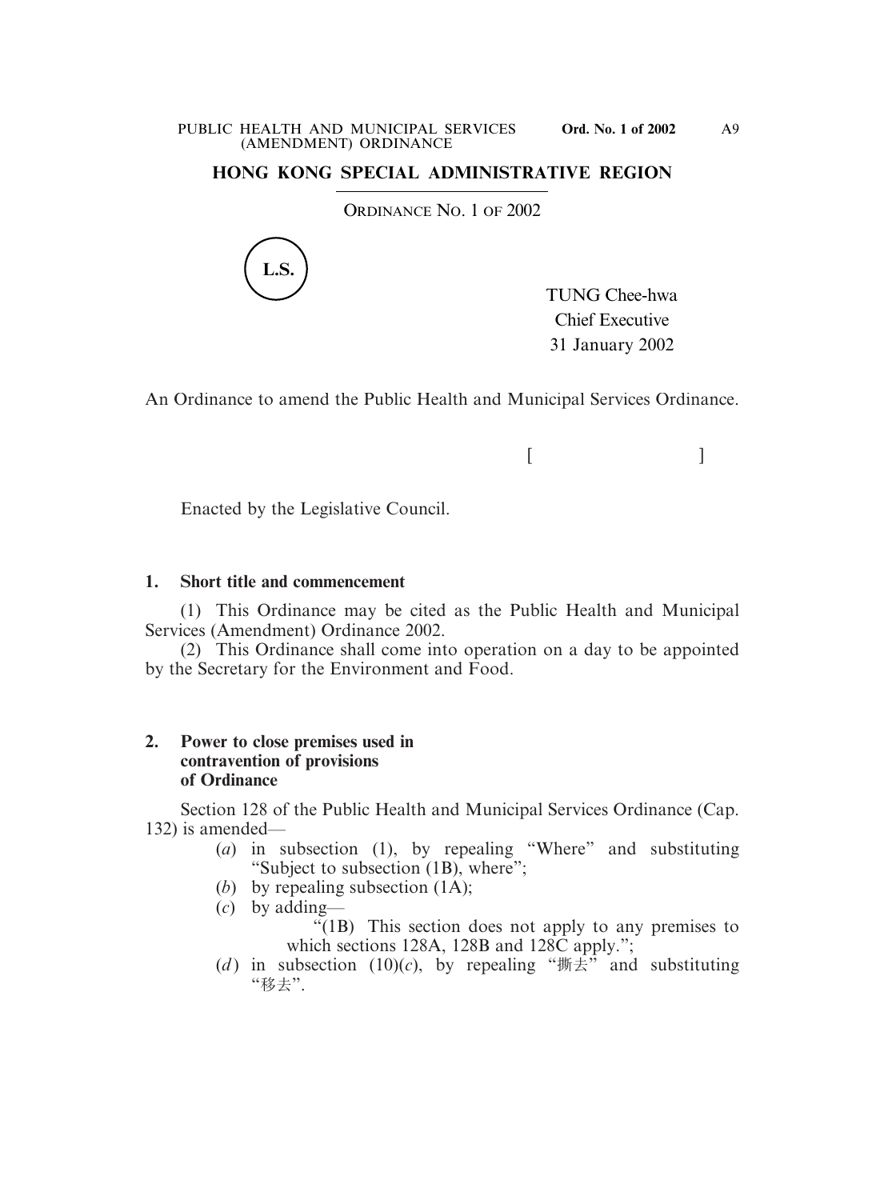## HONG KONG SPECIAL ADMINISTRATIVE REGION

ORDINANCE NO. 1 OF 2002

L.S.

TUNG Chee-hwa
Chief Executive
31 January 2002

An Ordinance to amend the Public Health and Municipal Services Ordinance.

[ ]

Enacted by the Legislative Council.

**1. Short title and commencement**

(1) This Ordinance may be cited as the Public Health and Municipal Services (Amendment) Ordinance 2002.

(2) This Ordinance shall come into operation on a day to be appointed by the Secretary for the Environment and Food.

**2. Power to close premises used in contravention of provisions of Ordinance**

Section 128 of the Public Health and Municipal Services Ordinance (Cap. 132) is amended—

(*a*) in subsection (1), by repealing "Where" and substituting "Subject to subsection (1B), where";

(*b*) by repealing subsection (1A);

(*c*) by adding—

"(1B) This section does not apply to any premises to which sections 128A, 128B and 128C apply.";

(*d*) in subsection (10)(*c*), by repealing "撕去" and substituting "移去".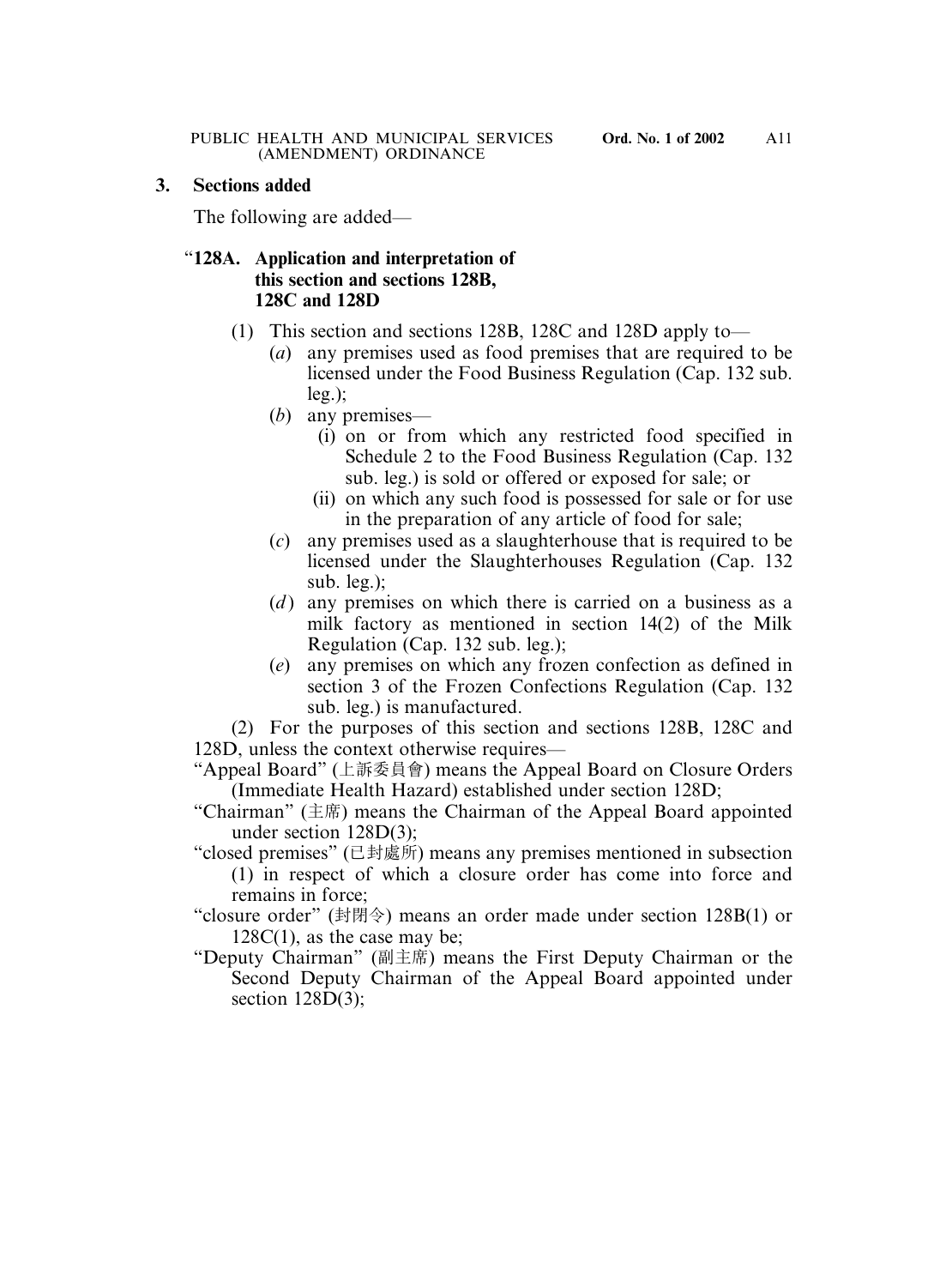## 3. Sections added

The following are added—

### "128A. Application and interpretation of this section and sections 128B, 128C and 128D

(1) This section and sections 128B, 128C and 128D apply to—

(*a*) any premises used as food premises that are required to be licensed under the Food Business Regulation (Cap. 132 sub. leg.);

(*b*) any premises—

(i) on or from which any restricted food specified in Schedule 2 to the Food Business Regulation (Cap. 132 sub. leg.) is sold or offered or exposed for sale; or

(ii) on which any such food is possessed for sale or for use in the preparation of any article of food for sale;

(*c*) any premises used as a slaughterhouse that is required to be licensed under the Slaughterhouses Regulation (Cap. 132 sub. leg.);

(*d*) any premises on which there is carried on a business as a milk factory as mentioned in section 14(2) of the Milk Regulation (Cap. 132 sub. leg.);

(*e*) any premises on which any frozen confection as defined in section 3 of the Frozen Confections Regulation (Cap. 132 sub. leg.) is manufactured.

(2) For the purposes of this section and sections 128B, 128C and 128D, unless the context otherwise requires—

"Appeal Board" (上訴委員會) means the Appeal Board on Closure Orders (Immediate Health Hazard) established under section 128D;

"Chairman" (主席) means the Chairman of the Appeal Board appointed under section 128D(3);

"closed premises" (已封處所) means any premises mentioned in subsection (1) in respect of which a closure order has come into force and remains in force;

"closure order" (封閉令) means an order made under section 128B(1) or 128C(1), as the case may be;

"Deputy Chairman" (副主席) means the First Deputy Chairman or the Second Deputy Chairman of the Appeal Board appointed under section 128D(3);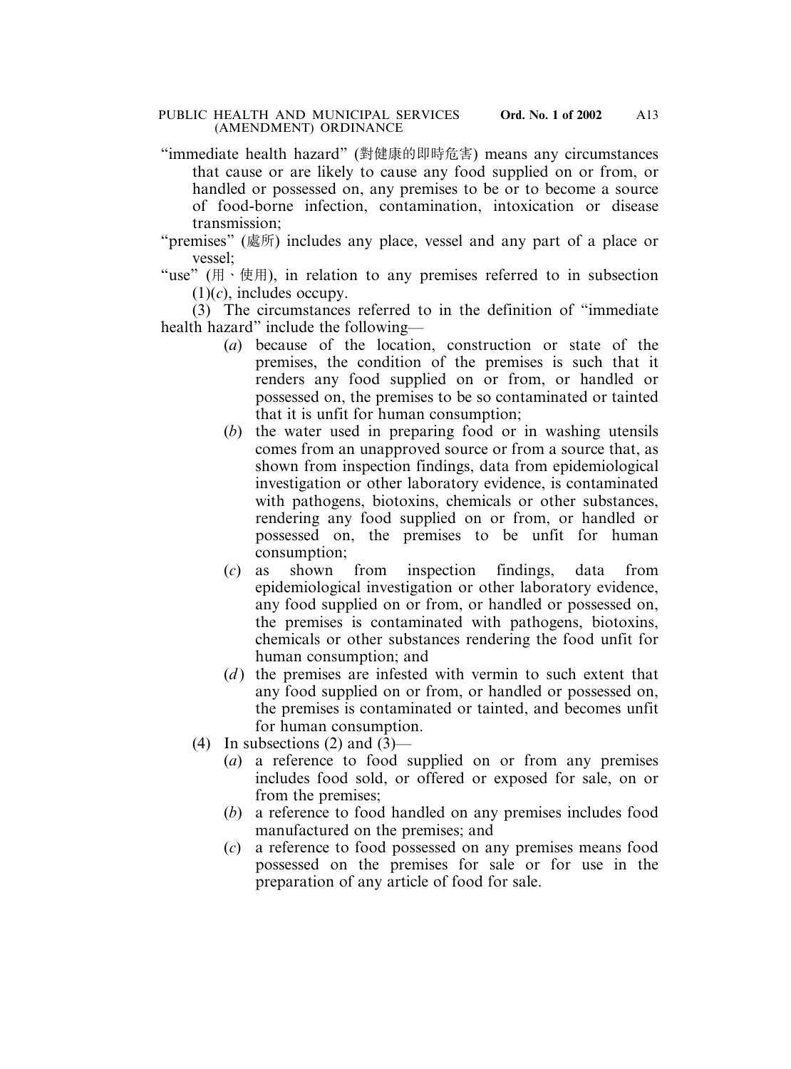"immediate health hazard" (對健康的即時危害) means any circumstances that cause or are likely to cause any food supplied on or from, or handled or possessed on, any premises to be or to become a source of food-borne infection, contamination, intoxication or disease transmission;

"premises" (處所) includes any place, vessel and any part of a place or vessel;

"use" (用、使用), in relation to any premises referred to in subsection (1)(*c*), includes occupy.

(3) The circumstances referred to in the definition of "immediate health hazard" include the following—

(*a*) because of the location, construction or state of the premises, the condition of the premises is such that it renders any food supplied on or from, or handled or possessed on, the premises to be so contaminated or tainted that it is unfit for human consumption;

(*b*) the water used in preparing food or in washing utensils comes from an unapproved source or from a source that, as shown from inspection findings, data from epidemiological investigation or other laboratory evidence, is contaminated with pathogens, biotoxins, chemicals or other substances, rendering any food supplied on or from, or handled or possessed on, the premises to be unfit for human consumption;

(*c*) as shown from inspection findings, data from epidemiological investigation or other laboratory evidence, any food supplied on or from, or handled or possessed on, the premises is contaminated with pathogens, biotoxins, chemicals or other substances rendering the food unfit for human consumption; and

(*d*) the premises are infested with vermin to such extent that any food supplied on or from, or handled or possessed on, the premises is contaminated or tainted, and becomes unfit for human consumption.

(4) In subsections (2) and (3)—

(*a*) a reference to food supplied on or from any premises includes food sold, or offered or exposed for sale, on or from the premises;

(*b*) a reference to food handled on any premises includes food manufactured on the premises; and

(*c*) a reference to food possessed on any premises means food possessed on the premises for sale or for use in the preparation of any article of food for sale.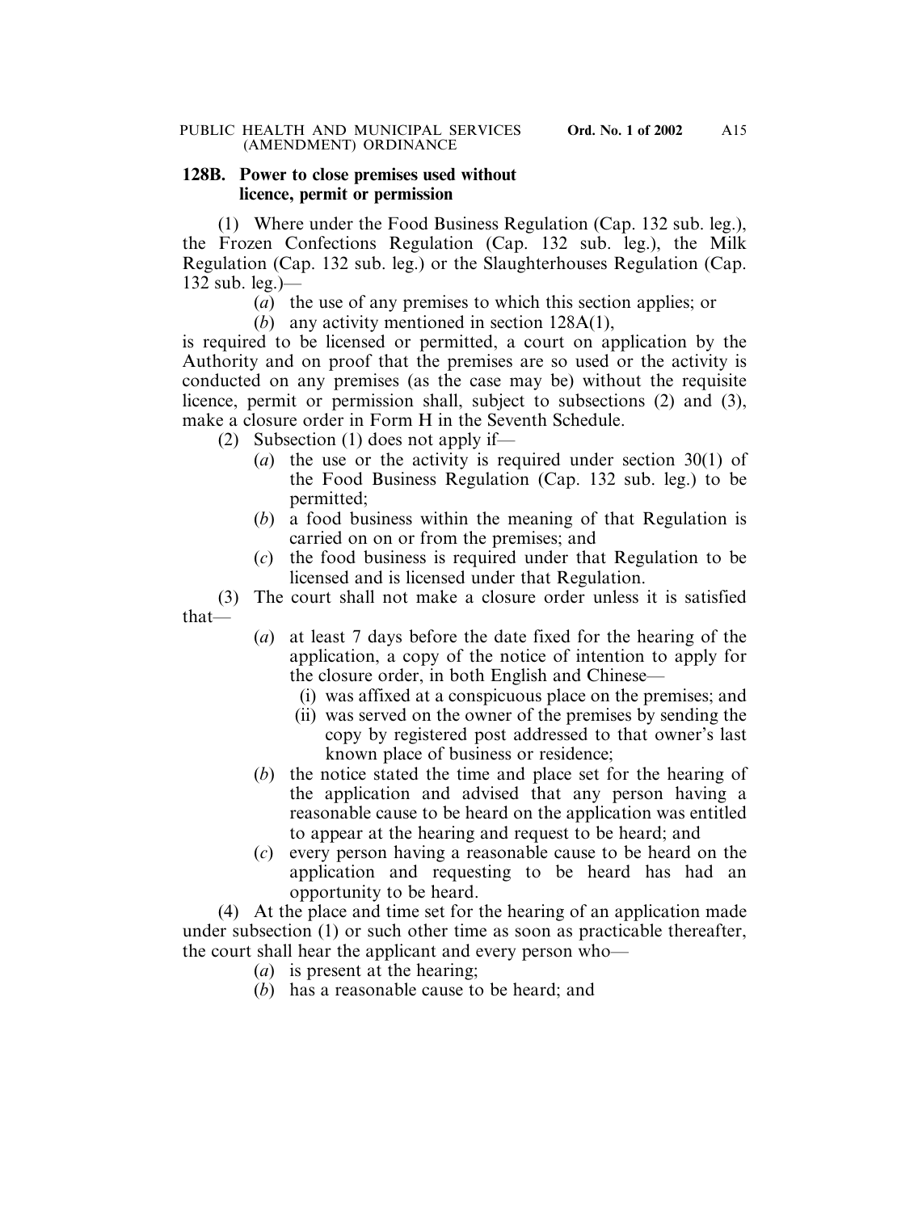**128B. Power to close premises used without licence, permit or permission**

(1) Where under the Food Business Regulation (Cap. 132 sub. leg.), the Frozen Confections Regulation (Cap. 132 sub. leg.), the Milk Regulation (Cap. 132 sub. leg.) or the Slaughterhouses Regulation (Cap. 132 sub. leg.)—

(*a*) the use of any premises to which this section applies; or

(*b*) any activity mentioned in section 128A(1),

is required to be licensed or permitted, a court on application by the Authority and on proof that the premises are so used or the activity is conducted on any premises (as the case may be) without the requisite licence, permit or permission shall, subject to subsections (2) and (3), make a closure order in Form H in the Seventh Schedule.

(2) Subsection (1) does not apply if—

(*a*) the use or the activity is required under section 30(1) of the Food Business Regulation (Cap. 132 sub. leg.) to be permitted;

(*b*) a food business within the meaning of that Regulation is carried on on or from the premises; and

(*c*) the food business is required under that Regulation to be licensed and is licensed under that Regulation.

(3) The court shall not make a closure order unless it is satisfied that—

(*a*) at least 7 days before the date fixed for the hearing of the application, a copy of the notice of intention to apply for the closure order, in both English and Chinese—

(i) was affixed at a conspicuous place on the premises; and

(ii) was served on the owner of the premises by sending the copy by registered post addressed to that owner's last known place of business or residence;

(*b*) the notice stated the time and place set for the hearing of the application and advised that any person having a reasonable cause to be heard on the application was entitled to appear at the hearing and request to be heard; and

(*c*) every person having a reasonable cause to be heard on the application and requesting to be heard has had an opportunity to be heard.

(4) At the place and time set for the hearing of an application made under subsection (1) or such other time as soon as practicable thereafter, the court shall hear the applicant and every person who—

(*a*) is present at the hearing;

(*b*) has a reasonable cause to be heard; and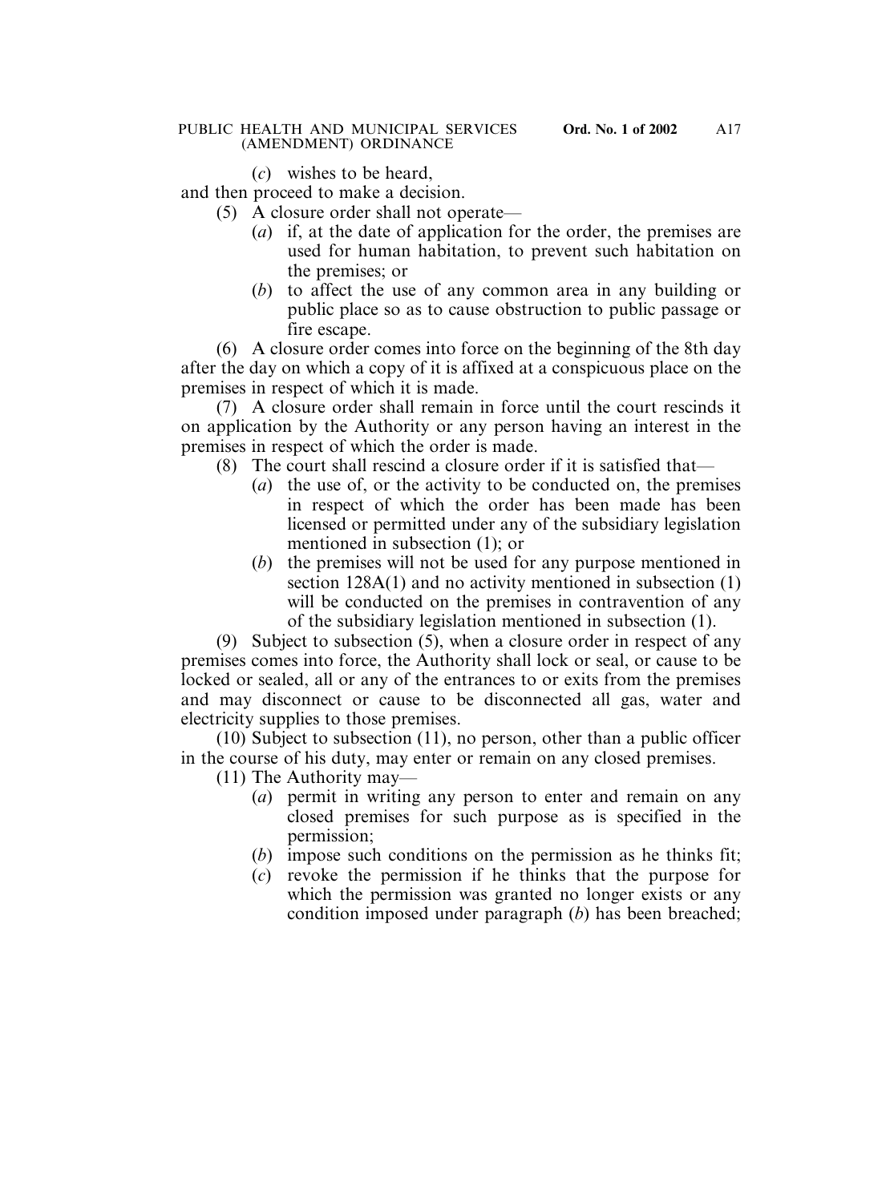(*c*) wishes to be heard,

and then proceed to make a decision.

(5) A closure order shall not operate—

(*a*) if, at the date of application for the order, the premises are used for human habitation, to prevent such habitation on the premises; or

(*b*) to affect the use of any common area in any building or public place so as to cause obstruction to public passage or fire escape.

(6) A closure order comes into force on the beginning of the 8th day after the day on which a copy of it is affixed at a conspicuous place on the premises in respect of which it is made.

(7) A closure order shall remain in force until the court rescinds it on application by the Authority or any person having an interest in the premises in respect of which the order is made.

(8) The court shall rescind a closure order if it is satisfied that—

(*a*) the use of, or the activity to be conducted on, the premises in respect of which the order has been made has been licensed or permitted under any of the subsidiary legislation mentioned in subsection (1); or

(*b*) the premises will not be used for any purpose mentioned in section 128A(1) and no activity mentioned in subsection (1) will be conducted on the premises in contravention of any of the subsidiary legislation mentioned in subsection (1).

(9) Subject to subsection (5), when a closure order in respect of any premises comes into force, the Authority shall lock or seal, or cause to be locked or sealed, all or any of the entrances to or exits from the premises and may disconnect or cause to be disconnected all gas, water and electricity supplies to those premises.

(10) Subject to subsection (11), no person, other than a public officer in the course of his duty, may enter or remain on any closed premises.

(11) The Authority may—

(*a*) permit in writing any person to enter and remain on any closed premises for such purpose as is specified in the permission;

(*b*) impose such conditions on the permission as he thinks fit;

(*c*) revoke the permission if he thinks that the purpose for which the permission was granted no longer exists or any condition imposed under paragraph (*b*) has been breached;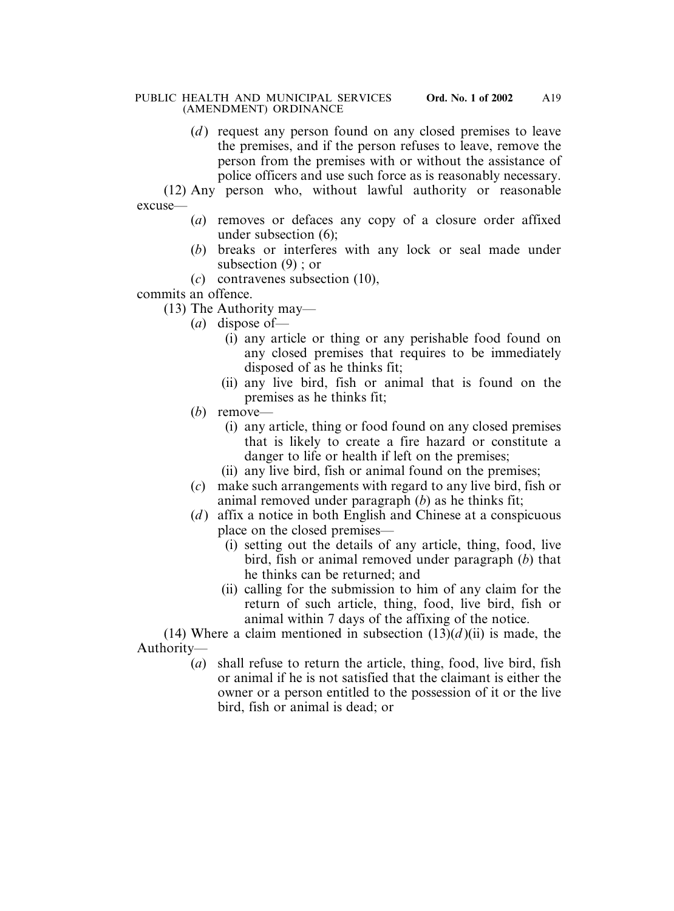(*d*) request any person found on any closed premises to leave the premises, and if the person refuses to leave, remove the person from the premises with or without the assistance of police officers and use such force as is reasonably necessary.

(12) Any person who, without lawful authority or reasonable excuse—

(*a*) removes or defaces any copy of a closure order affixed under subsection (6);

(*b*) breaks or interferes with any lock or seal made under subsection (9) ; or

(*c*) contravenes subsection (10),

commits an offence.

(13) The Authority may—

(*a*) dispose of—

(i) any article or thing or any perishable food found on any closed premises that requires to be immediately disposed of as he thinks fit;

(ii) any live bird, fish or animal that is found on the premises as he thinks fit;

(*b*) remove—

(i) any article, thing or food found on any closed premises that is likely to create a fire hazard or constitute a danger to life or health if left on the premises;

(ii) any live bird, fish or animal found on the premises;

(*c*) make such arrangements with regard to any live bird, fish or animal removed under paragraph (*b*) as he thinks fit;

(*d*) affix a notice in both English and Chinese at a conspicuous place on the closed premises—

(i) setting out the details of any article, thing, food, live bird, fish or animal removed under paragraph (*b*) that he thinks can be returned; and

(ii) calling for the submission to him of any claim for the return of such article, thing, food, live bird, fish or animal within 7 days of the affixing of the notice.

(14) Where a claim mentioned in subsection (13)(*d*)(ii) is made, the Authority—

(*a*) shall refuse to return the article, thing, food, live bird, fish or animal if he is not satisfied that the claimant is either the owner or a person entitled to the possession of it or the live bird, fish or animal is dead; or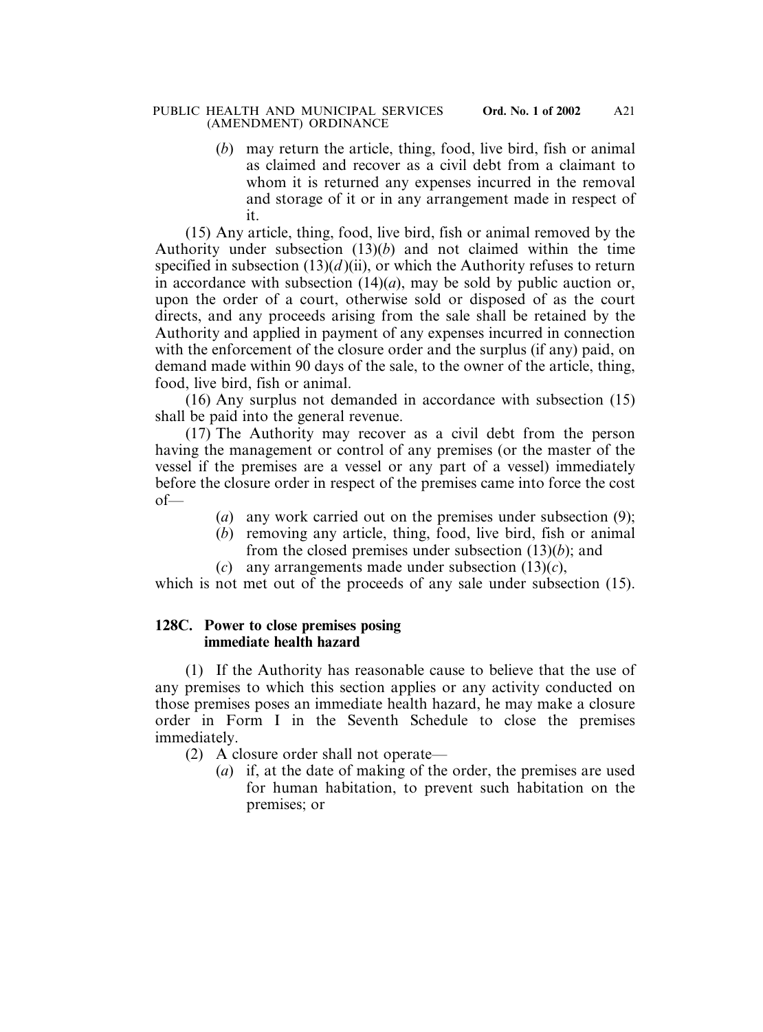(*b*) may return the article, thing, food, live bird, fish or animal as claimed and recover as a civil debt from a claimant to whom it is returned any expenses incurred in the removal and storage of it or in any arrangement made in respect of it.

(15) Any article, thing, food, live bird, fish or animal removed by the Authority under subsection (13)(*b*) and not claimed within the time specified in subsection (13)(*d*)(ii), or which the Authority refuses to return in accordance with subsection (14)(*a*), may be sold by public auction or, upon the order of a court, otherwise sold or disposed of as the court directs, and any proceeds arising from the sale shall be retained by the Authority and applied in payment of any expenses incurred in connection with the enforcement of the closure order and the surplus (if any) paid, on demand made within 90 days of the sale, to the owner of the article, thing, food, live bird, fish or animal.

(16) Any surplus not demanded in accordance with subsection (15) shall be paid into the general revenue.

(17) The Authority may recover as a civil debt from the person having the management or control of any premises (or the master of the vessel if the premises are a vessel or any part of a vessel) immediately before the closure order in respect of the premises came into force the cost of—

(*a*) any work carried out on the premises under subsection (9);

(*b*) removing any article, thing, food, live bird, fish or animal from the closed premises under subsection (13)(*b*); and

(*c*) any arrangements made under subsection (13)(*c*),

which is not met out of the proceeds of any sale under subsection (15).

**128C. Power to close premises posing immediate health hazard**

(1) If the Authority has reasonable cause to believe that the use of any premises to which this section applies or any activity conducted on those premises poses an immediate health hazard, he may make a closure order in Form I in the Seventh Schedule to close the premises immediately.

(2) A closure order shall not operate—

(*a*) if, at the date of making of the order, the premises are used for human habitation, to prevent such habitation on the premises; or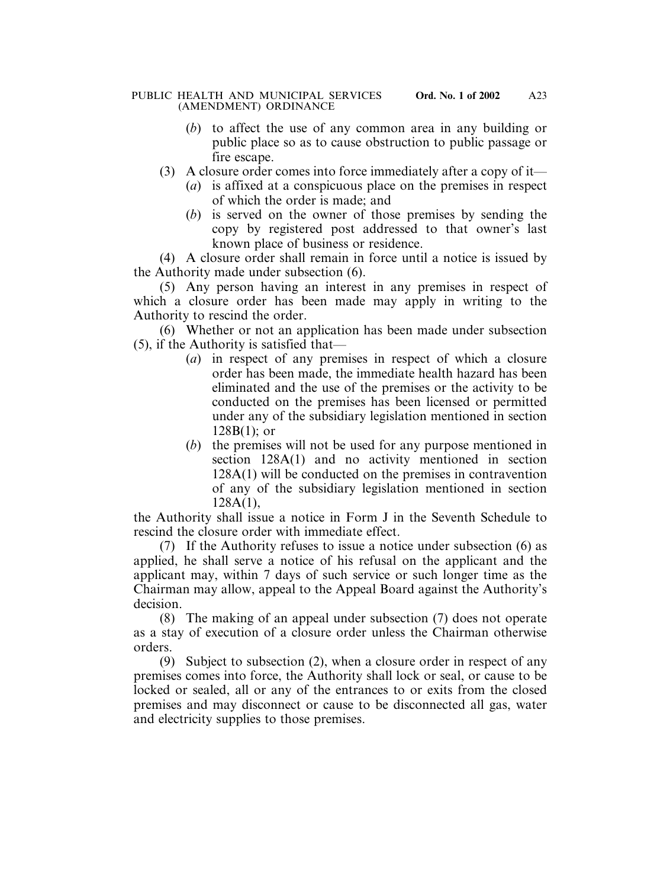(*b*) to affect the use of any common area in any building or public place so as to cause obstruction to public passage or fire escape.

(3) A closure order comes into force immediately after a copy of it—

(*a*) is affixed at a conspicuous place on the premises in respect of which the order is made; and

(*b*) is served on the owner of those premises by sending the copy by registered post addressed to that owner's last known place of business or residence.

(4) A closure order shall remain in force until a notice is issued by the Authority made under subsection (6).

(5) Any person having an interest in any premises in respect of which a closure order has been made may apply in writing to the Authority to rescind the order.

(6) Whether or not an application has been made under subsection (5), if the Authority is satisfied that—

(*a*) in respect of any premises in respect of which a closure order has been made, the immediate health hazard has been eliminated and the use of the premises or the activity to be conducted on the premises has been licensed or permitted under any of the subsidiary legislation mentioned in section 128B(1); or

(*b*) the premises will not be used for any purpose mentioned in section 128A(1) and no activity mentioned in section 128A(1) will be conducted on the premises in contravention of any of the subsidiary legislation mentioned in section 128A(1),

the Authority shall issue a notice in Form J in the Seventh Schedule to rescind the closure order with immediate effect.

(7) If the Authority refuses to issue a notice under subsection (6) as applied, he shall serve a notice of his refusal on the applicant and the applicant may, within 7 days of such service or such longer time as the Chairman may allow, appeal to the Appeal Board against the Authority's decision.

(8) The making of an appeal under subsection (7) does not operate as a stay of execution of a closure order unless the Chairman otherwise orders.

(9) Subject to subsection (2), when a closure order in respect of any premises comes into force, the Authority shall lock or seal, or cause to be locked or sealed, all or any of the entrances to or exits from the closed premises and may disconnect or cause to be disconnected all gas, water and electricity supplies to those premises.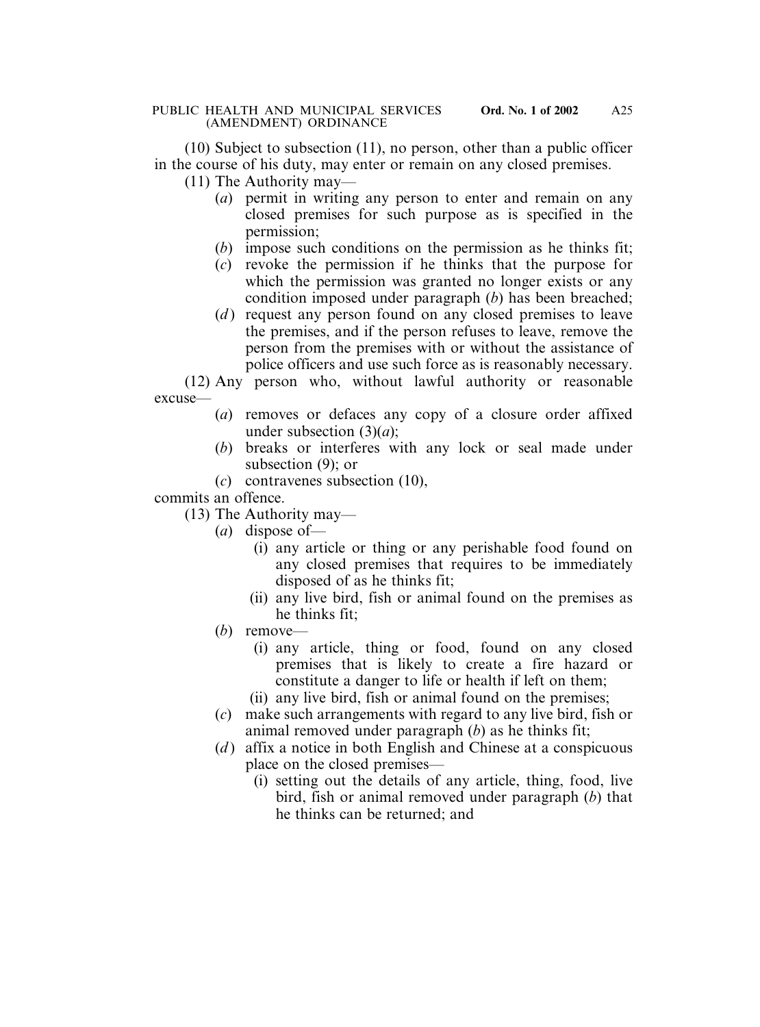(10) Subject to subsection (11), no person, other than a public officer in the course of his duty, may enter or remain on any closed premises.

(11) The Authority may—

(*a*) permit in writing any person to enter and remain on any closed premises for such purpose as is specified in the permission;

(*b*) impose such conditions on the permission as he thinks fit;

(*c*) revoke the permission if he thinks that the purpose for which the permission was granted no longer exists or any condition imposed under paragraph (*b*) has been breached;

(*d*) request any person found on any closed premises to leave the premises, and if the person refuses to leave, remove the person from the premises with or without the assistance of police officers and use such force as is reasonably necessary.

(12) Any person who, without lawful authority or reasonable excuse—

(*a*) removes or defaces any copy of a closure order affixed under subsection (3)(*a*);

(*b*) breaks or interferes with any lock or seal made under subsection (9); or

(*c*) contravenes subsection (10),

commits an offence.

(13) The Authority may—

(*a*) dispose of—

(i) any article or thing or any perishable food found on any closed premises that requires to be immediately disposed of as he thinks fit;

(ii) any live bird, fish or animal found on the premises as he thinks fit;

(*b*) remove—

(i) any article, thing or food, found on any closed premises that is likely to create a fire hazard or constitute a danger to life or health if left on them;

(ii) any live bird, fish or animal found on the premises;

(*c*) make such arrangements with regard to any live bird, fish or animal removed under paragraph (*b*) as he thinks fit;

(*d*) affix a notice in both English and Chinese at a conspicuous place on the closed premises—

(i) setting out the details of any article, thing, food, live bird, fish or animal removed under paragraph (*b*) that he thinks can be returned; and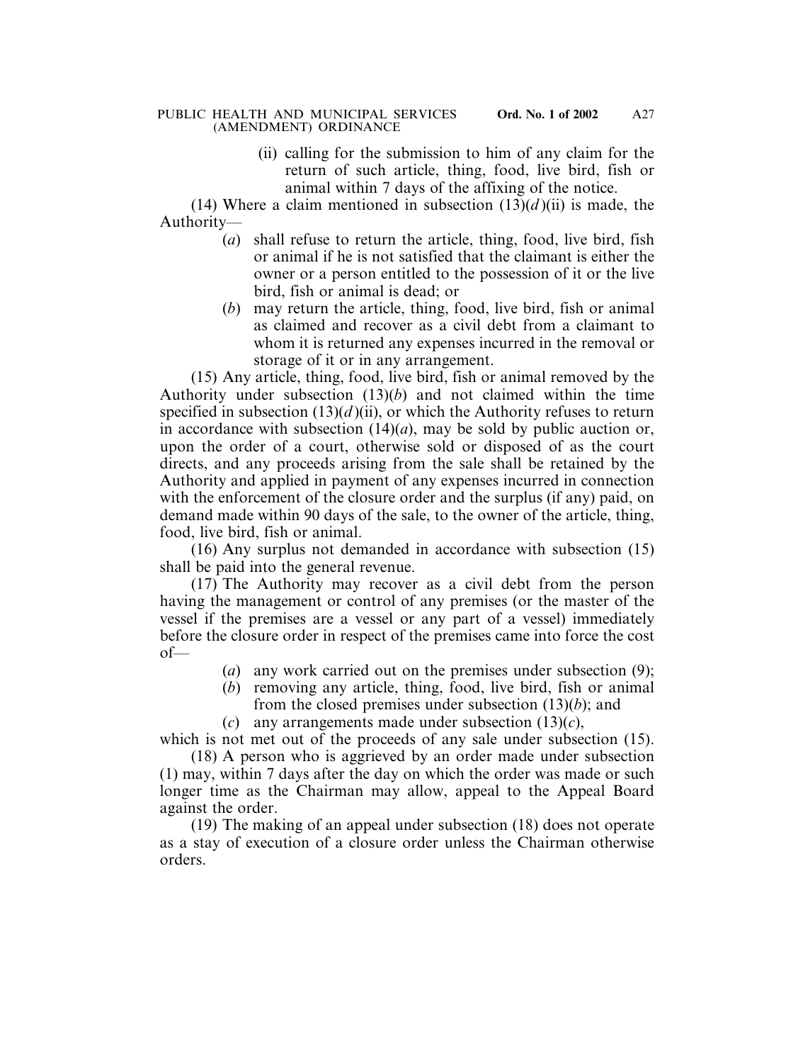(ii) calling for the submission to him of any claim for the return of such article, thing, food, live bird, fish or animal within 7 days of the affixing of the notice.

(14) Where a claim mentioned in subsection (13)(*d*)(ii) is made, the Authority—

(*a*) shall refuse to return the article, thing, food, live bird, fish or animal if he is not satisfied that the claimant is either the owner or a person entitled to the possession of it or the live bird, fish or animal is dead; or

(*b*) may return the article, thing, food, live bird, fish or animal as claimed and recover as a civil debt from a claimant to whom it is returned any expenses incurred in the removal or storage of it or in any arrangement.

(15) Any article, thing, food, live bird, fish or animal removed by the Authority under subsection (13)(*b*) and not claimed within the time specified in subsection (13)(*d*)(ii), or which the Authority refuses to return in accordance with subsection (14)(*a*), may be sold by public auction or, upon the order of a court, otherwise sold or disposed of as the court directs, and any proceeds arising from the sale shall be retained by the Authority and applied in payment of any expenses incurred in connection with the enforcement of the closure order and the surplus (if any) paid, on demand made within 90 days of the sale, to the owner of the article, thing, food, live bird, fish or animal.

(16) Any surplus not demanded in accordance with subsection (15) shall be paid into the general revenue.

(17) The Authority may recover as a civil debt from the person having the management or control of any premises (or the master of the vessel if the premises are a vessel or any part of a vessel) immediately before the closure order in respect of the premises came into force the cost of—

(*a*) any work carried out on the premises under subsection (9);

(*b*) removing any article, thing, food, live bird, fish or animal from the closed premises under subsection (13)(*b*); and

(*c*) any arrangements made under subsection (13)(*c*),

which is not met out of the proceeds of any sale under subsection (15).

(18) A person who is aggrieved by an order made under subsection (1) may, within 7 days after the day on which the order was made or such longer time as the Chairman may allow, appeal to the Appeal Board against the order.

(19) The making of an appeal under subsection (18) does not operate as a stay of execution of a closure order unless the Chairman otherwise orders.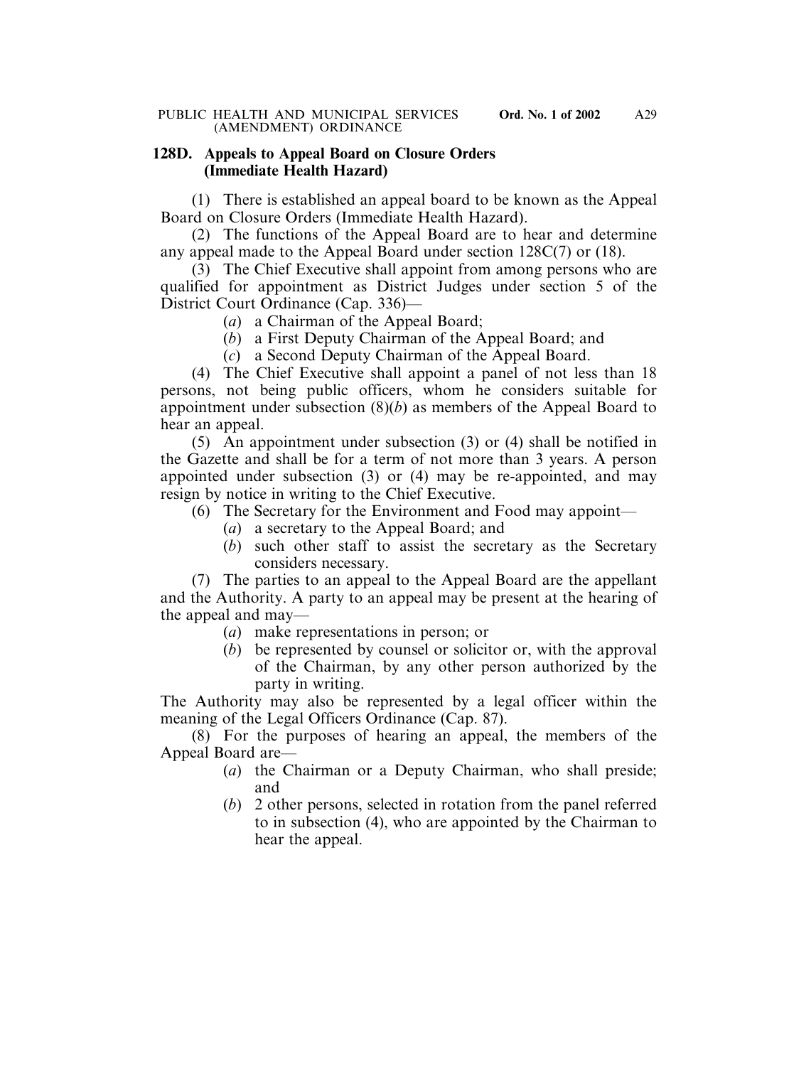**128D. Appeals to Appeal Board on Closure Orders (Immediate Health Hazard)**

(1) There is established an appeal board to be known as the Appeal Board on Closure Orders (Immediate Health Hazard).

(2) The functions of the Appeal Board are to hear and determine any appeal made to the Appeal Board under section 128C(7) or (18).

(3) The Chief Executive shall appoint from among persons who are qualified for appointment as District Judges under section 5 of the District Court Ordinance (Cap. 336)—

- (*a*) a Chairman of the Appeal Board;
- (*b*) a First Deputy Chairman of the Appeal Board; and
- (*c*) a Second Deputy Chairman of the Appeal Board.

(4) The Chief Executive shall appoint a panel of not less than 18 persons, not being public officers, whom he considers suitable for appointment under subsection (8)(*b*) as members of the Appeal Board to hear an appeal.

(5) An appointment under subsection (3) or (4) shall be notified in the Gazette and shall be for a term of not more than 3 years. A person appointed under subsection (3) or (4) may be re-appointed, and may resign by notice in writing to the Chief Executive.

(6) The Secretary for the Environment and Food may appoint—

- (*a*) a secretary to the Appeal Board; and
- (*b*) such other staff to assist the secretary as the Secretary considers necessary.

(7) The parties to an appeal to the Appeal Board are the appellant and the Authority. A party to an appeal may be present at the hearing of the appeal and may—

- (*a*) make representations in person; or
- (*b*) be represented by counsel or solicitor or, with the approval of the Chairman, by any other person authorized by the party in writing.

The Authority may also be represented by a legal officer within the meaning of the Legal Officers Ordinance (Cap. 87).

(8) For the purposes of hearing an appeal, the members of the Appeal Board are—

- (*a*) the Chairman or a Deputy Chairman, who shall preside; and
- (*b*) 2 other persons, selected in rotation from the panel referred to in subsection (4), who are appointed by the Chairman to hear the appeal.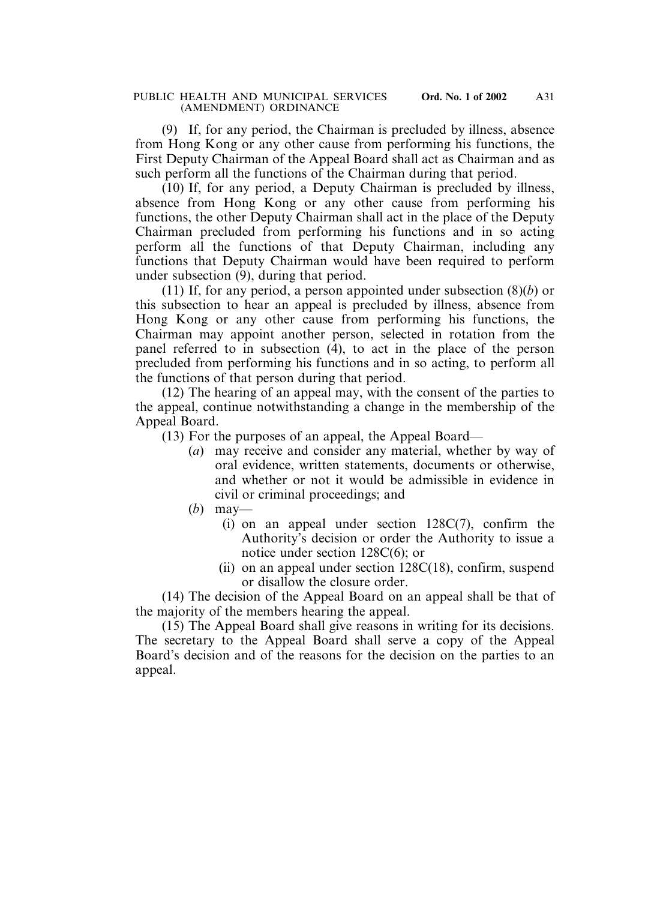(9) If, for any period, the Chairman is precluded by illness, absence from Hong Kong or any other cause from performing his functions, the First Deputy Chairman of the Appeal Board shall act as Chairman and as such perform all the functions of the Chairman during that period.

(10) If, for any period, a Deputy Chairman is precluded by illness, absence from Hong Kong or any other cause from performing his functions, the other Deputy Chairman shall act in the place of the Deputy Chairman precluded from performing his functions and in so acting perform all the functions of that Deputy Chairman, including any functions that Deputy Chairman would have been required to perform under subsection (9), during that period.

(11) If, for any period, a person appointed under subsection (8)(*b*) or this subsection to hear an appeal is precluded by illness, absence from Hong Kong or any other cause from performing his functions, the Chairman may appoint another person, selected in rotation from the panel referred to in subsection (4), to act in the place of the person precluded from performing his functions and in so acting, to perform all the functions of that person during that period.

(12) The hearing of an appeal may, with the consent of the parties to the appeal, continue notwithstanding a change in the membership of the Appeal Board.

(13) For the purposes of an appeal, the Appeal Board—

- (*a*) may receive and consider any material, whether by way of oral evidence, written statements, documents or otherwise, and whether or not it would be admissible in evidence in civil or criminal proceedings; and
- (*b*) may—
  - (i) on an appeal under section 128C(7), confirm the Authority's decision or order the Authority to issue a notice under section 128C(6); or
  - (ii) on an appeal under section 128C(18), confirm, suspend or disallow the closure order.

(14) The decision of the Appeal Board on an appeal shall be that of the majority of the members hearing the appeal.

(15) The Appeal Board shall give reasons in writing for its decisions. The secretary to the Appeal Board shall serve a copy of the Appeal Board's decision and of the reasons for the decision on the parties to an appeal.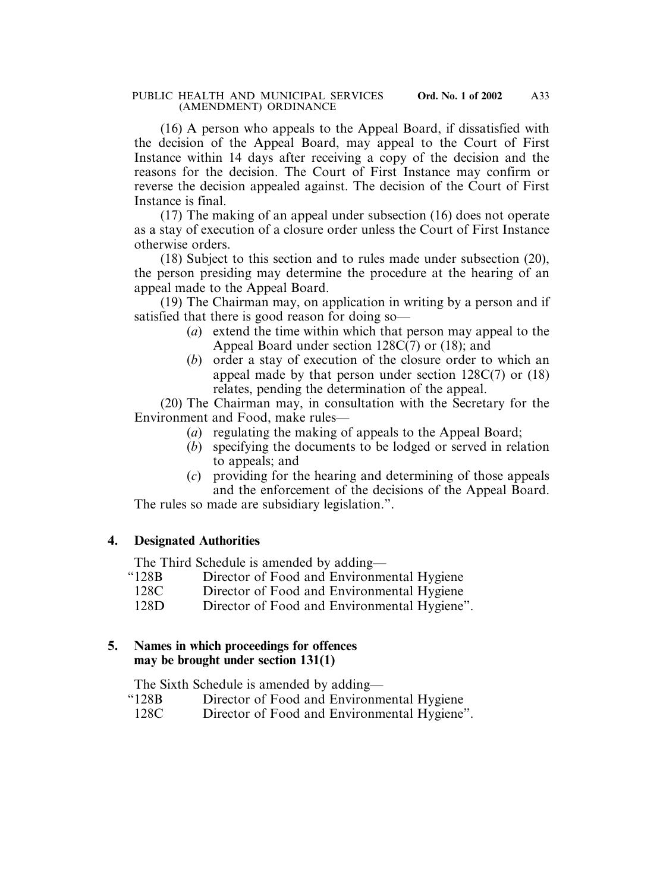(16) A person who appeals to the Appeal Board, if dissatisfied with the decision of the Appeal Board, may appeal to the Court of First Instance within 14 days after receiving a copy of the decision and the reasons for the decision. The Court of First Instance may confirm or reverse the decision appealed against. The decision of the Court of First Instance is final.

(17) The making of an appeal under subsection (16) does not operate as a stay of execution of a closure order unless the Court of First Instance otherwise orders.

(18) Subject to this section and to rules made under subsection (20), the person presiding may determine the procedure at the hearing of an appeal made to the Appeal Board.

(19) The Chairman may, on application in writing by a person and if satisfied that there is good reason for doing so—

- (*a*) extend the time within which that person may appeal to the Appeal Board under section 128C(7) or (18); and
- (*b*) order a stay of execution of the closure order to which an appeal made by that person under section 128C(7) or (18) relates, pending the determination of the appeal.

(20) The Chairman may, in consultation with the Secretary for the Environment and Food, make rules—

- (*a*) regulating the making of appeals to the Appeal Board;
- (*b*) specifying the documents to be lodged or served in relation to appeals; and
- (*c*) providing for the hearing and determining of those appeals and the enforcement of the decisions of the Appeal Board.

The rules so made are subsidiary legislation.".

**4. Designated Authorities**

The Third Schedule is amended by adding—

"128B Director of Food and Environmental Hygiene
128C Director of Food and Environmental Hygiene
128D Director of Food and Environmental Hygiene".

**5. Names in which proceedings for offences may be brought under section 131(1)**

The Sixth Schedule is amended by adding—

"128B Director of Food and Environmental Hygiene
128C Director of Food and Environmental Hygiene".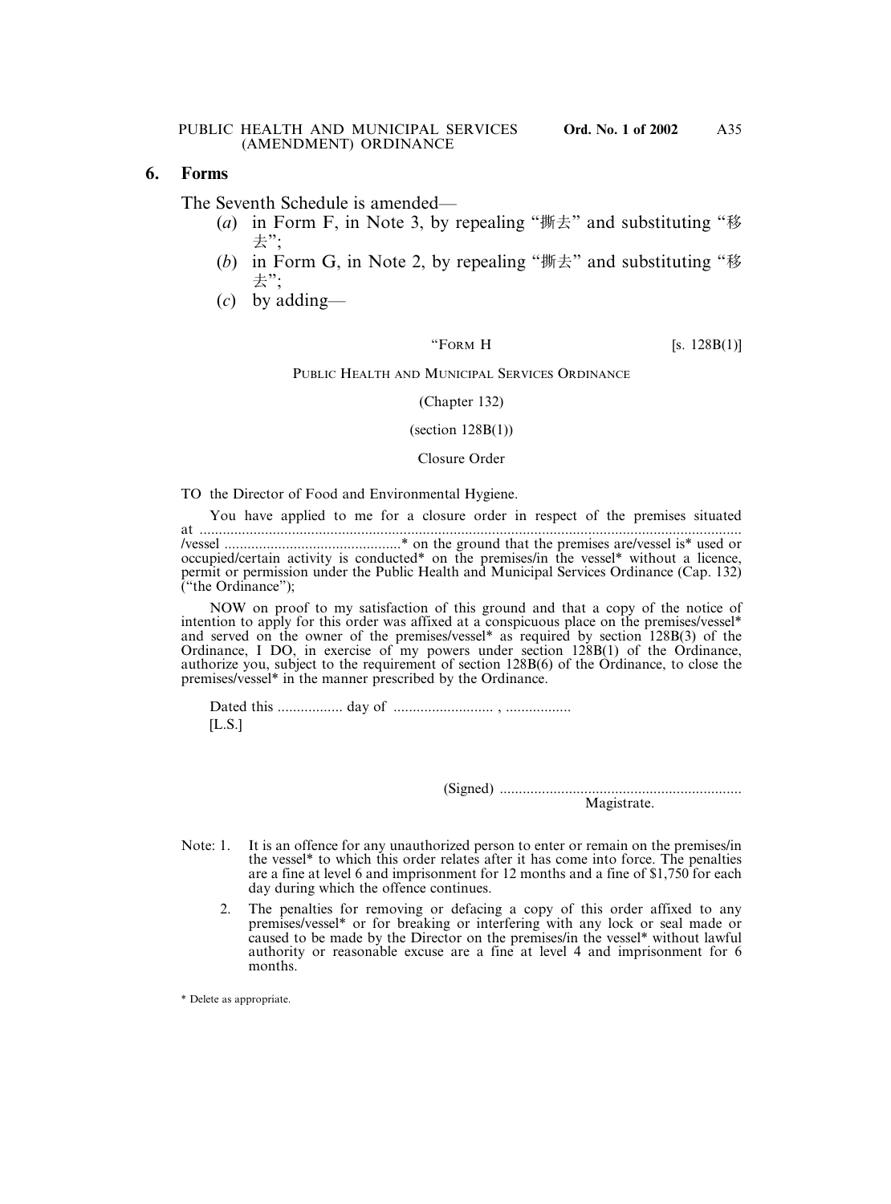## 6. Forms

The Seventh Schedule is amended—

- (*a*) in Form F, in Note 3, by repealing "撕去" and substituting "移去";
- (*b*) in Form G, in Note 2, by repealing "撕去" and substituting "移去";
- (*c*) by adding—

"FORM H [s. 128B(1)]

PUBLIC HEALTH AND MUNICIPAL SERVICES ORDINANCE

(Chapter 132)

(section 128B(1))

Closure Order

TO the Director of Food and Environmental Hygiene.

You have applied to me for a closure order in respect of the premises situated at ................................................................................................................................................ /vessel ...............................................* on the ground that the premises are/vessel is* used or occupied/certain activity is conducted* on the premises/in the vessel* without a licence, permit or permission under the Public Health and Municipal Services Ordinance (Cap. 132) ("the Ordinance");

NOW on proof to my satisfaction of this ground and that a copy of the notice of intention to apply for this order was affixed at a conspicuous place on the premises/vessel* and served on the owner of the premises/vessel* as required by section 128B(3) of the Ordinance, I DO, in exercise of my powers under section 128B(1) of the Ordinance, authorize you, subject to the requirement of section 128B(6) of the Ordinance, to close the premises/vessel* in the manner prescribed by the Ordinance.

Dated this ................. day of .......................... , .................

[L.S.]

(Signed) ..............................................................

Magistrate.

Note: 1. It is an offence for any unauthorized person to enter or remain on the premises/in the vessel* to which this order relates after it has come into force. The penalties are a fine at level 6 and imprisonment for 12 months and a fine of $1,750 for each day during which the offence continues.

2. The penalties for removing or defacing a copy of this order affixed to any premises/vessel* or for breaking or interfering with any lock or seal made or caused to be made by the Director on the premises/in the vessel* without lawful authority or reasonable excuse are a fine at level 4 and imprisonment for 6 months.

\* Delete as appropriate.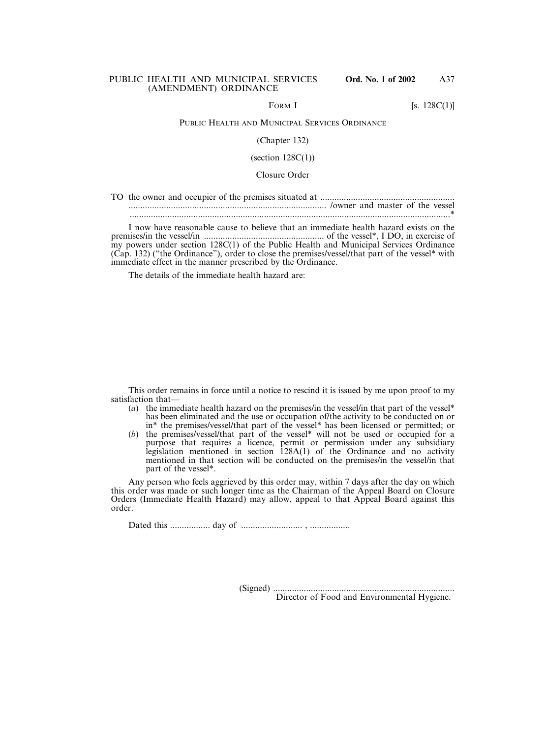FORM I [s. 128C(1)]

PUBLIC HEALTH AND MUNICIPAL SERVICES ORDINANCE

(Chapter 132)

(section 128C(1))

Closure Order

TO the owner and occupier of the premises situated at ....................................................................................................................................................... /owner and master of the vessel .......................................................................................................................................*

I now have reasonable cause to believe that an immediate health hazard exists on the premises/in the vessel/in .................................................. of the vessel*, I DO, in exercise of my powers under section 128C(1) of the Public Health and Municipal Services Ordinance (Cap. 132) ("the Ordinance"), order to close the premises/vessel/that part of the vessel* with immediate effect in the manner prescribed by the Ordinance.

The details of the immediate health hazard are:

This order remains in force until a notice to rescind it is issued by me upon proof to my satisfaction that—

(*a*) the immediate health hazard on the premises/in the vessel/in that part of the vessel* has been eliminated and the use or occupation of/the activity to be conducted on or in* the premises/vessel/that part of the vessel* has been licensed or permitted; or

(*b*) the premises/vessel/that part of the vessel* will not be used or occupied for a purpose that requires a licence, permit or permission under any subsidiary legislation mentioned in section 128A(1) of the Ordinance and no activity mentioned in that section will be conducted on the premises/in the vessel/in that part of the vessel*.

Any person who feels aggrieved by this order may, within 7 days after the day on which this order was made or such longer time as the Chairman of the Appeal Board on Closure Orders (Immediate Health Hazard) may allow, appeal to that Appeal Board against this order.

Dated this ................ day of .......................... , ................

(Signed) ............................................................................
Director of Food and Environmental Hygiene.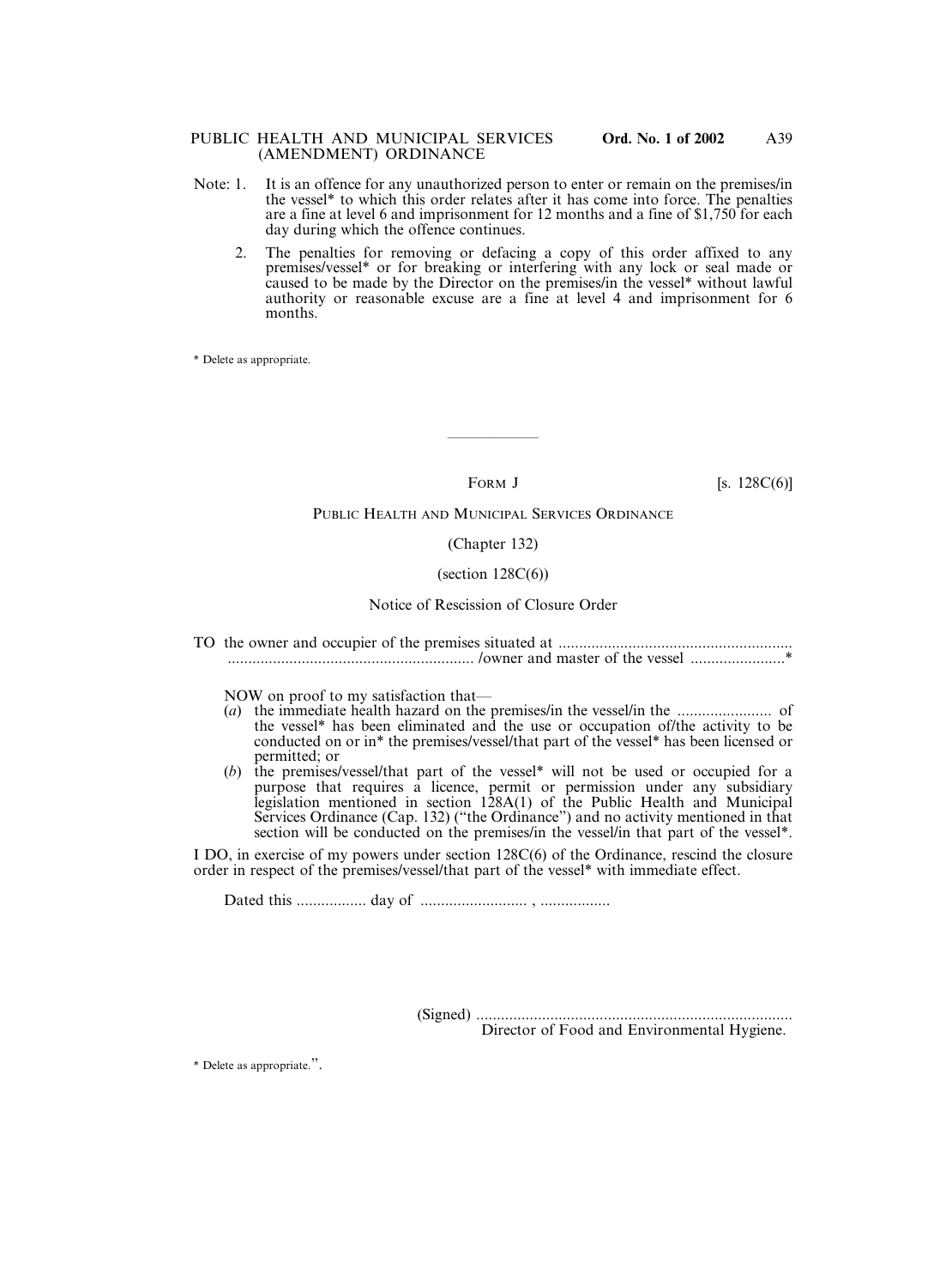Note: 1. It is an offence for any unauthorized person to enter or remain on the premises/in the vessel* to which this order relates after it has come into force. The penalties are a fine at level 6 and imprisonment for 12 months and a fine of $1,750 for each day during which the offence continues.

2. The penalties for removing or defacing a copy of this order affixed to any premises/vessel* or for breaking or interfering with any lock or seal made or caused to be made by the Director on the premises/in the vessel* without lawful authority or reasonable excuse are a fine at level 4 and imprisonment for 6 months.

\* Delete as appropriate.

---

FORM J [s. 128C(6)]

PUBLIC HEALTH AND MUNICIPAL SERVICES ORDINANCE

(Chapter 132)

(section 128C(6))

Notice of Rescission of Closure Order

TO the owner and occupier of the premises situated at ......................................................... ........................................................... /owner and master of the vessel .......................*

NOW on proof to my satisfaction that—

(*a*) the immediate health hazard on the premises/in the vessel/in the ....................... of the vessel* has been eliminated and the use or occupation of/the activity to be conducted on or in* the premises/vessel/that part of the vessel* has been licensed or permitted; or

(*b*) the premises/vessel/that part of the vessel* will not be used or occupied for a purpose that requires a licence, permit or permission under any subsidiary legislation mentioned in section 128A(1) of the Public Health and Municipal Services Ordinance (Cap. 132) ("the Ordinance") and no activity mentioned in that section will be conducted on the premises/in the vessel/in that part of the vessel*.

I DO, in exercise of my powers under section 128C(6) of the Ordinance, rescind the closure order in respect of the premises/vessel/that part of the vessel* with immediate effect.

Dated this ................. day of .......................... , .................

(Signed) ............................................................................
Director of Food and Environmental Hygiene.

\* Delete as appropriate.".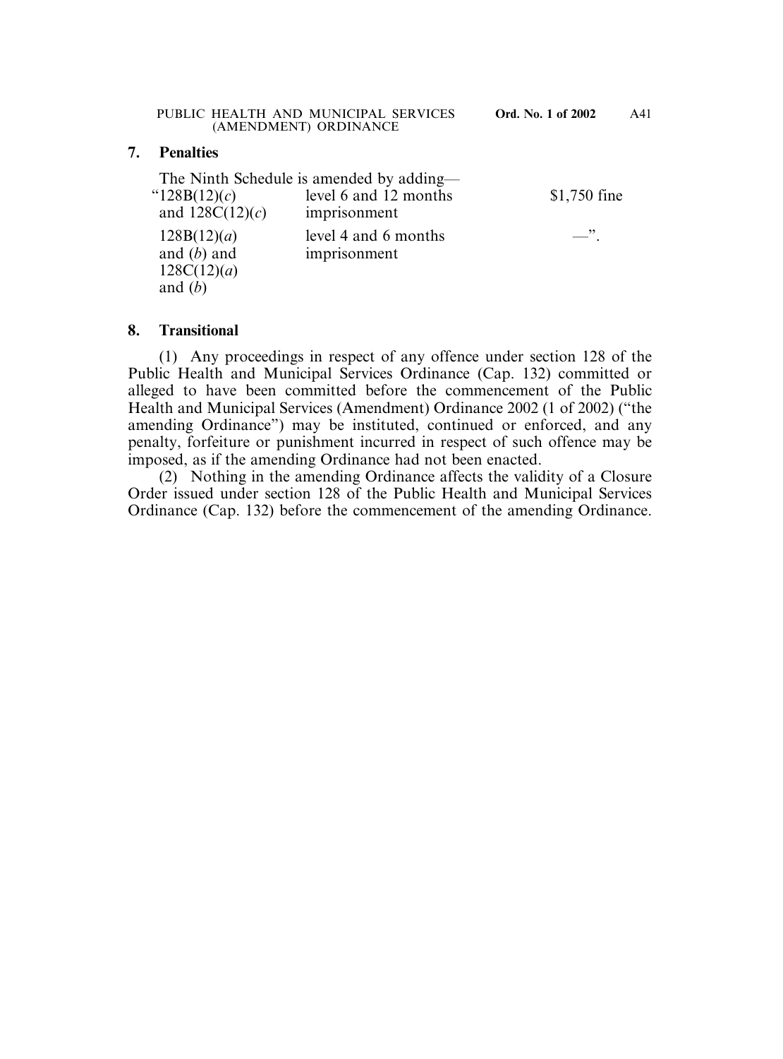## 7. Penalties

The Ninth Schedule is amended by adding—

| | | |
|---|---|---|
| "128B(12)(*c*) and 128C(12)(*c*) | level 6 and 12 months imprisonment | $1,750 fine |
| 128B(12)(*a*) and (*b*) and 128C(12)(*a*) and (*b*) | level 4 and 6 months imprisonment | —". |

## 8. Transitional

(1) Any proceedings in respect of any offence under section 128 of the Public Health and Municipal Services Ordinance (Cap. 132) committed or alleged to have been committed before the commencement of the Public Health and Municipal Services (Amendment) Ordinance 2002 (1 of 2002) ("the amending Ordinance") may be instituted, continued or enforced, and any penalty, forfeiture or punishment incurred in respect of such offence may be imposed, as if the amending Ordinance had not been enacted.

(2) Nothing in the amending Ordinance affects the validity of a Closure Order issued under section 128 of the Public Health and Municipal Services Ordinance (Cap. 132) before the commencement of the amending Ordinance.